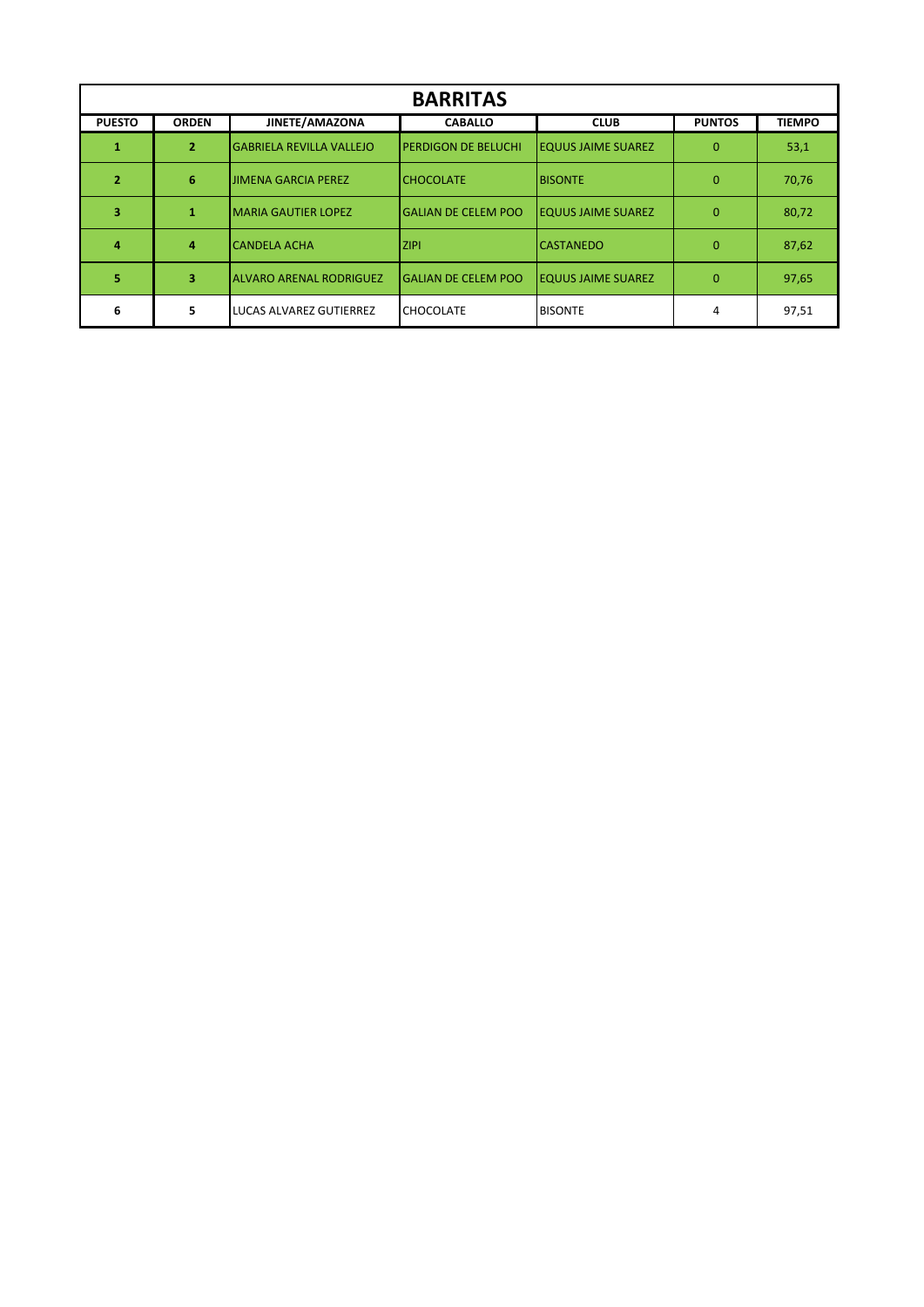| BARRITAS | | | | | | |
|---|---|---|---|---|---|---|
| **PUESTO** | **ORDEN** | **JINETE/AMAZONA** | **CABALLO** | **CLUB** | **PUNTOS** | **TIEMPO** |
| **1** | **2** | GABRIELA REVILLA VALLEJO | PERDIGON DE BELUCHI | EQUUS JAIME SUAREZ | 0 | 53,1 |
| **2** | **6** | JIMENA GARCIA PEREZ | CHOCOLATE | BISONTE | 0 | 70,76 |
| **3** | **1** | MARIA GAUTIER LOPEZ | GALIAN DE CELEM POO | EQUUS JAIME SUAREZ | 0 | 80,72 |
| **4** | **4** | CANDELA ACHA | ZIPI | CASTANEDO | 0 | 87,62 |
| **5** | **3** | ALVARO ARENAL RODRIGUEZ | GALIAN DE CELEM POO | EQUUS JAIME SUAREZ | 0 | 97,65 |
| **6** | **5** | LUCAS ALVAREZ GUTIERREZ | CHOCOLATE | BISONTE | 4 | 97,51 |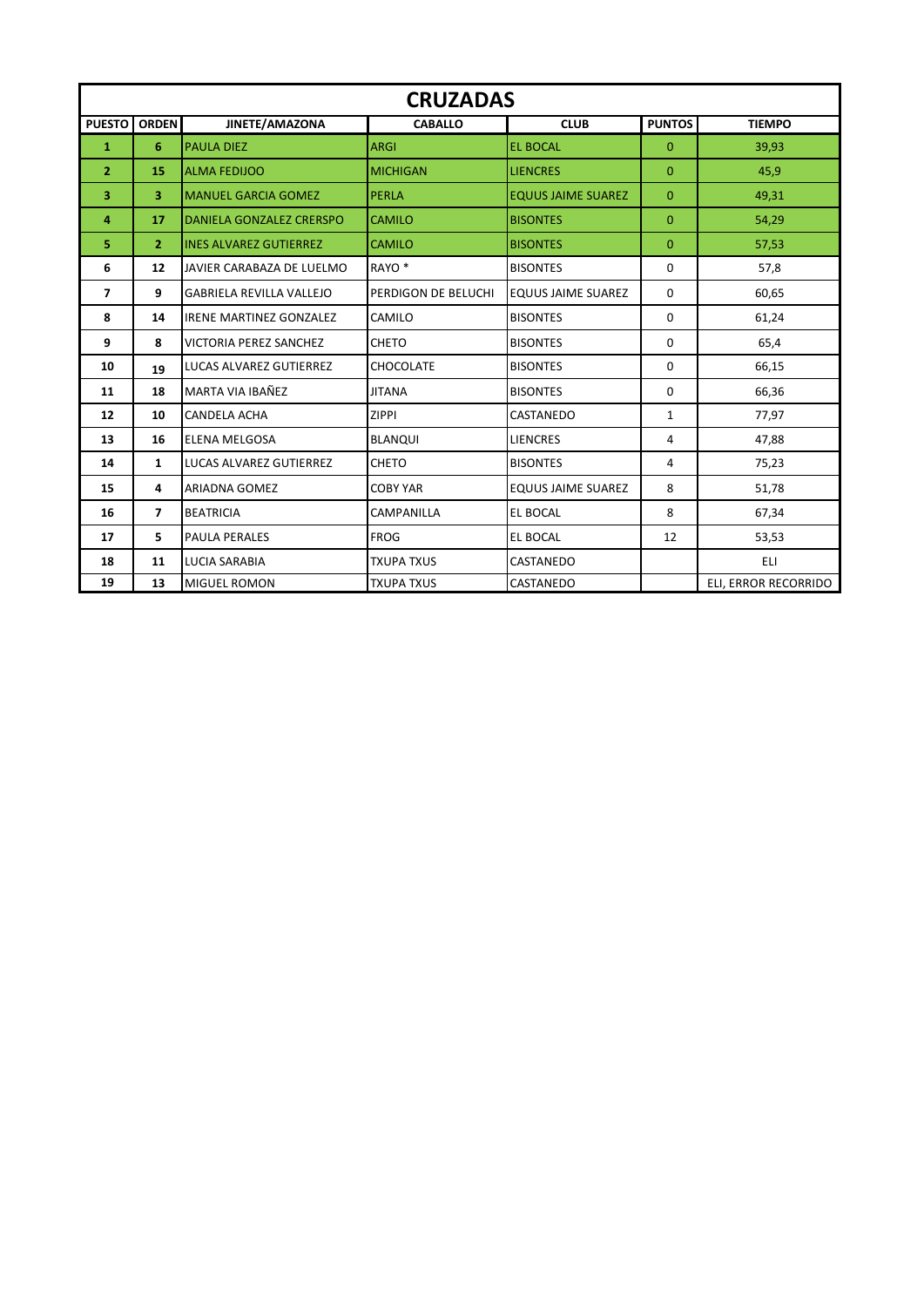# CRUZADAS

| PUESTO | ORDEN | JINETE/AMAZONA | CABALLO | CLUB | PUNTOS | TIEMPO |
|---|---|---|---|---|---|---|
| 1 | 6 | PAULA DIEZ | ARGI | EL BOCAL | 0 | 39,93 |
| 2 | 15 | ALMA FEDIJOO | MICHIGAN | LIENCRES | 0 | 45,9 |
| 3 | 3 | MANUEL GARCIA GOMEZ | PERLA | EQUUS JAIME SUAREZ | 0 | 49,31 |
| 4 | 17 | DANIELA GONZALEZ CRERSPO | CAMILO | BISONTES | 0 | 54,29 |
| 5 | 2 | INES ALVAREZ GUTIERREZ | CAMILO | BISONTES | 0 | 57,53 |
| 6 | 12 | JAVIER CARABAZA DE LUELMO | RAYO * | BISONTES | 0 | 57,8 |
| 7 | 9 | GABRIELA REVILLA VALLEJO | PERDIGON DE BELUCHI | EQUUS JAIME SUAREZ | 0 | 60,65 |
| 8 | 14 | IRENE MARTINEZ GONZALEZ | CAMILO | BISONTES | 0 | 61,24 |
| 9 | 8 | VICTORIA PEREZ SANCHEZ | CHETO | BISONTES | 0 | 65,4 |
| 10 | 19 | LUCAS ALVAREZ GUTIERREZ | CHOCOLATE | BISONTES | 0 | 66,15 |
| 11 | 18 | MARTA VIA IBAÑEZ | JITANA | BISONTES | 0 | 66,36 |
| 12 | 10 | CANDELA ACHA | ZIPPI | CASTANEDO | 1 | 77,97 |
| 13 | 16 | ELENA MELGOSA | BLANQUI | LIENCRES | 4 | 47,88 |
| 14 | 1 | LUCAS ALVAREZ GUTIERREZ | CHETO | BISONTES | 4 | 75,23 |
| 15 | 4 | ARIADNA GOMEZ | COBY YAR | EQUUS JAIME SUAREZ | 8 | 51,78 |
| 16 | 7 | BEATRICIA | CAMPANILLA | EL BOCAL | 8 | 67,34 |
| 17 | 5 | PAULA PERALES | FROG | EL BOCAL | 12 | 53,53 |
| 18 | 11 | LUCIA SARABIA | TXUPA TXUS | CASTANEDO | | ELI |
| 19 | 13 | MIGUEL ROMON | TXUPA TXUS | CASTANEDO | | ELI, ERROR RECORRIDO |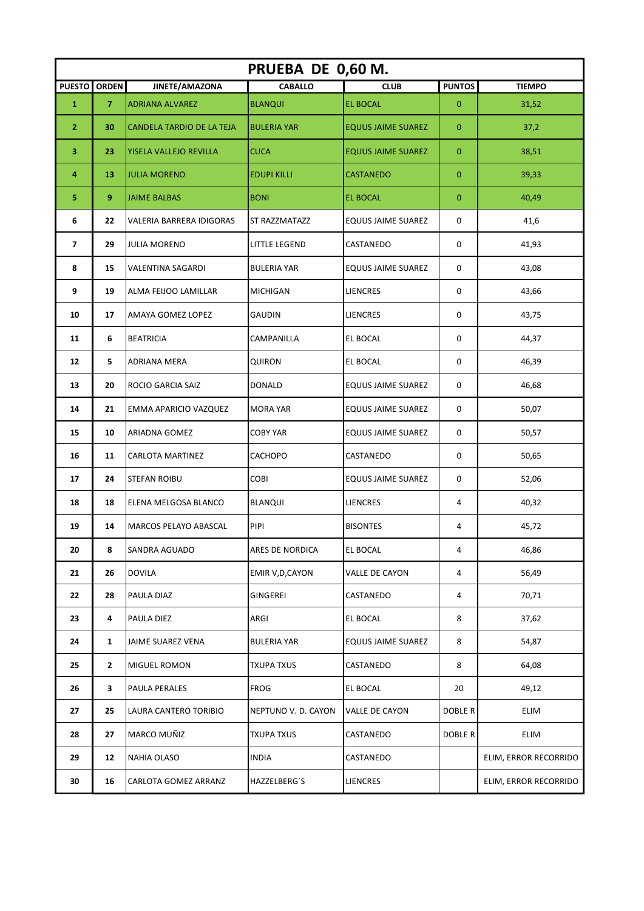| PRUEBA DE 0,60 M. | | | | | | |
|---|---|---|---|---|---|---|
| **PUESTO** | **ORDEN** | **JINETE/AMAZONA** | **CABALLO** | **CLUB** | **PUNTOS** | **TIEMPO** |
| **1** | **7** | ADRIANA ALVAREZ | BLANQUI | EL BOCAL | 0 | 31,52 |
| **2** | **30** | CANDELA TARDIO DE LA TEJA | BULERIA YAR | EQUUS JAIME SUAREZ | 0 | 37,2 |
| **3** | **23** | YISELA VALLEJO REVILLA | CUCA | EQUUS JAIME SUAREZ | 0 | 38,51 |
| **4** | **13** | JULIA MORENO | EDUPI KILLI | CASTANEDO | 0 | 39,33 |
| **5** | **9** | JAIME BALBAS | BONI | EL BOCAL | 0 | 40,49 |
| **6** | **22** | VALERIA BARRERA IDIGORAS | ST RAZZMATAZZ | EQUUS JAIME SUAREZ | 0 | 41,6 |
| **7** | **29** | JULIA MORENO | LITTLE LEGEND | CASTANEDO | 0 | 41,93 |
| **8** | **15** | VALENTINA SAGARDI | BULERIA YAR | EQUUS JAIME SUAREZ | 0 | 43,08 |
| **9** | **19** | ALMA FEIJOO LAMILLAR | MICHIGAN | LIENCRES | 0 | 43,66 |
| **10** | **17** | AMAYA GOMEZ LOPEZ | GAUDIN | LIENCRES | 0 | 43,75 |
| **11** | **6** | BEATRICIA | CAMPANILLA | EL BOCAL | 0 | 44,37 |
| **12** | **5** | ADRIANA MERA | QUIRON | EL BOCAL | 0 | 46,39 |
| **13** | **20** | ROCIO GARCIA SAIZ | DONALD | EQUUS JAIME SUAREZ | 0 | 46,68 |
| **14** | **21** | EMMA APARICIO VAZQUEZ | MORA YAR | EQUUS JAIME SUAREZ | 0 | 50,07 |
| **15** | **10** | ARIADNA GOMEZ | COBY YAR | EQUUS JAIME SUAREZ | 0 | 50,57 |
| **16** | **11** | CARLOTA MARTINEZ | CACHOPO | CASTANEDO | 0 | 50,65 |
| **17** | **24** | STEFAN ROIBU | COBI | EQUUS JAIME SUAREZ | 0 | 52,06 |
| **18** | **18** | ELENA MELGOSA BLANCO | BLANQUI | LIENCRES | 4 | 40,32 |
| **19** | **14** | MARCOS PELAYO ABASCAL | PIPI | BISONTES | 4 | 45,72 |
| **20** | **8** | SANDRA AGUADO | ARES DE NORDICA | EL BOCAL | 4 | 46,86 |
| **21** | **26** | DOVILA | EMIR V,D,CAYON | VALLE DE CAYON | 4 | 56,49 |
| **22** | **28** | PAULA DIAZ | GINGEREI | CASTANEDO | 4 | 70,71 |
| **23** | **4** | PAULA DIEZ | ARGI | EL BOCAL | 8 | 37,62 |
| **24** | **1** | JAIME SUAREZ VENA | BULERIA YAR | EQUUS JAIME SUAREZ | 8 | 54,87 |
| **25** | **2** | MIGUEL ROMON | TXUPA TXUS | CASTANEDO | 8 | 64,08 |
| **26** | **3** | PAULA PERALES | FROG | EL BOCAL | 20 | 49,12 |
| **27** | **25** | LAURA CANTERO TORIBIO | NEPTUNO V. D. CAYON | VALLE DE CAYON | DOBLE R | ELIM |
| **28** | **27** | MARCO MUÑIZ | TXUPA TXUS | CASTANEDO | DOBLE R | ELIM |
| **29** | **12** | NAHIA OLASO | INDIA | CASTANEDO | | ELIM, ERROR RECORRIDO |
| **30** | **16** | CARLOTA GOMEZ ARRANZ | HAZZELBERG`S | LIENCRES | | ELIM, ERROR RECORRIDO |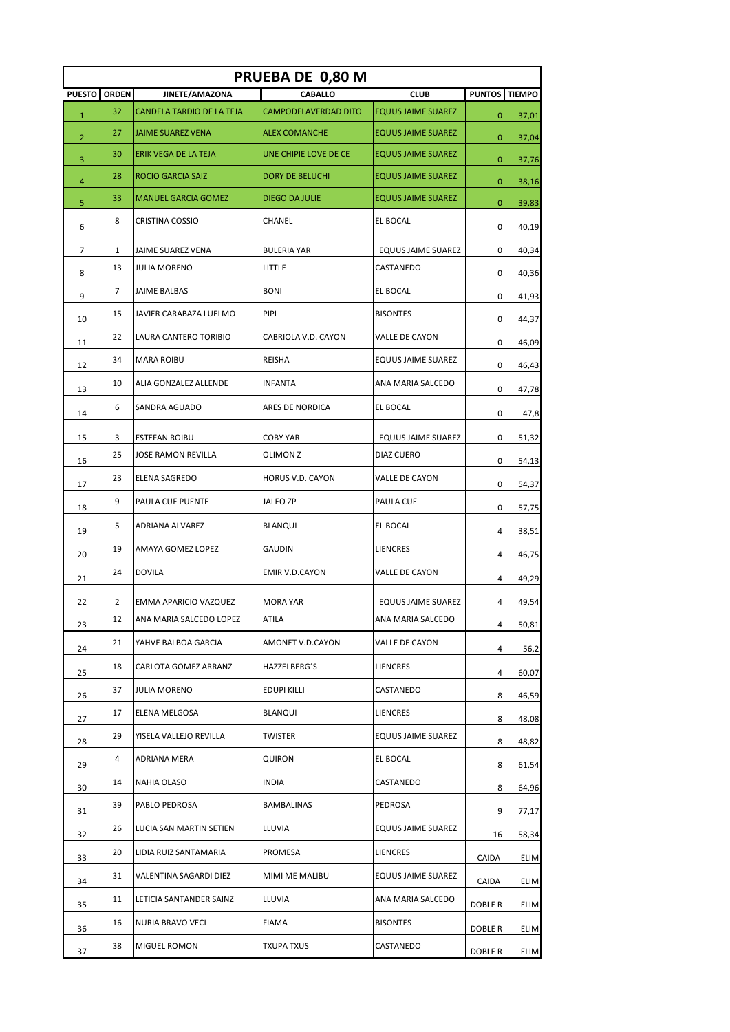# PRUEBA DE 0,80 M

| PUESTO | ORDEN | JINETE/AMAZONA | CABALLO | CLUB | PUNTOS | TIEMPO |
|---|---|---|---|---|---|---|
| 1 | 32 | CANDELA TARDIO DE LA TEJA | CAMPODELAVERDAD DITO | EQUUS JAIME SUAREZ | 0 | 37,01 |
| 2 | 27 | JAIME SUAREZ VENA | ALEX COMANCHE | EQUUS JAIME SUAREZ | 0 | 37,04 |
| 3 | 30 | ERIK VEGA DE LA TEJA | UNE CHIPIE LOVE DE CE | EQUUS JAIME SUAREZ | 0 | 37,76 |
| 4 | 28 | ROCIO GARCIA SAIZ | DORY DE BELUCHI | EQUUS JAIME SUAREZ | 0 | 38,16 |
| 5 | 33 | MANUEL GARCIA GOMEZ | DIEGO DA JULIE | EQUUS JAIME SUAREZ | 0 | 39,83 |
| 6 | 8 | CRISTINA COSSIO | CHANEL | EL BOCAL | 0 | 40,19 |
| 7 | 1 | JAIME SUAREZ VENA | BULERIA YAR | EQUUS JAIME SUAREZ | 0 | 40,34 |
| 8 | 13 | JULIA MORENO | LITTLE | CASTANEDO | 0 | 40,36 |
| 9 | 7 | JAIME BALBAS | BONI | EL BOCAL | 0 | 41,93 |
| 10 | 15 | JAVIER CARABAZA LUELMO | PIPI | BISONTES | 0 | 44,37 |
| 11 | 22 | LAURA CANTERO TORIBIO | CABRIOLA V.D. CAYON | VALLE DE CAYON | 0 | 46,09 |
| 12 | 34 | MARA ROIBU | REISHA | EQUUS JAIME SUAREZ | 0 | 46,43 |
| 13 | 10 | ALIA GONZALEZ ALLENDE | INFANTA | ANA MARIA SALCEDO | 0 | 47,78 |
| 14 | 6 | SANDRA AGUADO | ARES DE NORDICA | EL BOCAL | 0 | 47,8 |
| 15 | 3 | ESTEFAN ROIBU | COBY YAR | EQUUS JAIME SUAREZ | 0 | 51,32 |
| 16 | 25 | JOSE RAMON REVILLA | OLIMON Z | DIAZ CUERO | 0 | 54,13 |
| 17 | 23 | ELENA SAGREDO | HORUS V.D. CAYON | VALLE DE CAYON | 0 | 54,37 |
| 18 | 9 | PAULA CUE PUENTE | JALEO ZP | PAULA CUE | 0 | 57,75 |
| 19 | 5 | ADRIANA ALVAREZ | BLANQUI | EL BOCAL | 4 | 38,51 |
| 20 | 19 | AMAYA GOMEZ LOPEZ | GAUDIN | LIENCRES | 4 | 46,75 |
| 21 | 24 | DOVILA | EMIR V.D.CAYON | VALLE DE CAYON | 4 | 49,29 |
| 22 | 2 | EMMA APARICIO VAZQUEZ | MORA YAR | EQUUS JAIME SUAREZ | 4 | 49,54 |
| 23 | 12 | ANA MARIA SALCEDO LOPEZ | ATILA | ANA MARIA SALCEDO | 4 | 50,81 |
| 24 | 21 | YAHVE BALBOA GARCIA | AMONET V.D.CAYON | VALLE DE CAYON | 4 | 56,2 |
| 25 | 18 | CARLOTA GOMEZ ARRANZ | HAZZELBERG´S | LIENCRES | 4 | 60,07 |
| 26 | 37 | JULIA MORENO | EDUPI KILLI | CASTANEDO | 8 | 46,59 |
| 27 | 17 | ELENA MELGOSA | BLANQUI | LIENCRES | 8 | 48,08 |
| 28 | 29 | YISELA VALLEJO REVILLA | TWISTER | EQUUS JAIME SUAREZ | 8 | 48,82 |
| 29 | 4 | ADRIANA MERA | QUIRON | EL BOCAL | 8 | 61,54 |
| 30 | 14 | NAHIA OLASO | INDIA | CASTANEDO | 8 | 64,96 |
| 31 | 39 | PABLO PEDROSA | BAMBALINAS | PEDROSA | 9 | 77,17 |
| 32 | 26 | LUCIA SAN MARTIN SETIEN | LLUVIA | EQUUS JAIME SUAREZ | 16 | 58,34 |
| 33 | 20 | LIDIA RUIZ SANTAMARIA | PROMESA | LIENCRES | CAIDA | ELIM |
| 34 | 31 | VALENTINA SAGARDI DIEZ | MIMI ME MALIBU | EQUUS JAIME SUAREZ | CAIDA | ELIM |
| 35 | 11 | LETICIA SANTANDER SAINZ | LLUVIA | ANA MARIA SALCEDO | DOBLE R | ELIM |
| 36 | 16 | NURIA BRAVO VECI | FIAMA | BISONTES | DOBLE R | ELIM |
| 37 | 38 | MIGUEL ROMON | TXUPA TXUS | CASTANEDO | DOBLE R | ELIM |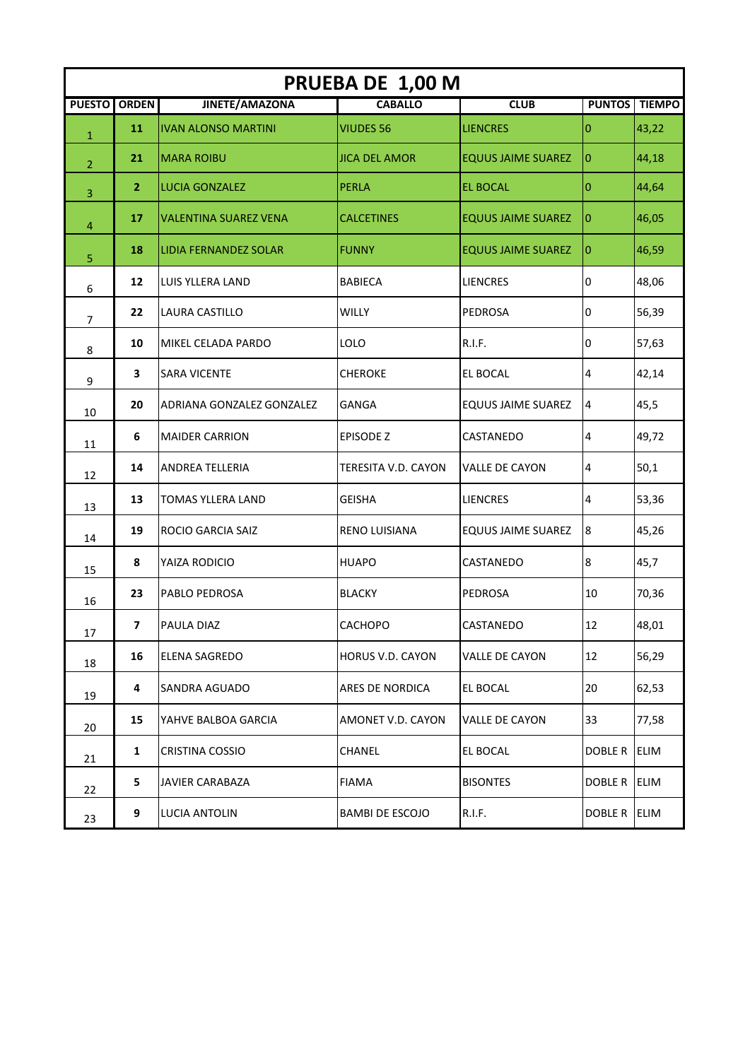# PRUEBA DE 1,00 M

| PUESTO | ORDEN | JINETE/AMAZONA | CABALLO | CLUB | PUNTOS | TIEMPO |
|---|---|---|---|---|---|---|
| 1 | 11 | IVAN ALONSO MARTINI | VIUDES 56 | LIENCRES | 0 | 43,22 |
| 2 | 21 | MARA ROIBU | JICA DEL AMOR | EQUUS JAIME SUAREZ | 0 | 44,18 |
| 3 | 2 | LUCIA GONZALEZ | PERLA | EL BOCAL | 0 | 44,64 |
| 4 | 17 | VALENTINA SUAREZ VENA | CALCETINES | EQUUS JAIME SUAREZ | 0 | 46,05 |
| 5 | 18 | LIDIA FERNANDEZ SOLAR | FUNNY | EQUUS JAIME SUAREZ | 0 | 46,59 |
| 6 | 12 | LUIS YLLERA LAND | BABIECA | LIENCRES | 0 | 48,06 |
| 7 | 22 | LAURA CASTILLO | WILLY | PEDROSA | 0 | 56,39 |
| 8 | 10 | MIKEL CELADA PARDO | LOLO | R.I.F. | 0 | 57,63 |
| 9 | 3 | SARA VICENTE | CHEROKE | EL BOCAL | 4 | 42,14 |
| 10 | 20 | ADRIANA GONZALEZ GONZALEZ | GANGA | EQUUS JAIME SUAREZ | 4 | 45,5 |
| 11 | 6 | MAIDER CARRION | EPISODE Z | CASTANEDO | 4 | 49,72 |
| 12 | 14 | ANDREA TELLERIA | TERESITA V.D. CAYON | VALLE DE CAYON | 4 | 50,1 |
| 13 | 13 | TOMAS YLLERA LAND | GEISHA | LIENCRES | 4 | 53,36 |
| 14 | 19 | ROCIO GARCIA SAIZ | RENO LUISIANA | EQUUS JAIME SUAREZ | 8 | 45,26 |
| 15 | 8 | YAIZA RODICIO | HUAPO | CASTANEDO | 8 | 45,7 |
| 16 | 23 | PABLO PEDROSA | BLACKY | PEDROSA | 10 | 70,36 |
| 17 | 7 | PAULA DIAZ | CACHOPO | CASTANEDO | 12 | 48,01 |
| 18 | 16 | ELENA SAGREDO | HORUS V.D. CAYON | VALLE DE CAYON | 12 | 56,29 |
| 19 | 4 | SANDRA AGUADO | ARES DE NORDICA | EL BOCAL | 20 | 62,53 |
| 20 | 15 | YAHVE BALBOA GARCIA | AMONET V.D. CAYON | VALLE DE CAYON | 33 | 77,58 |
| 21 | 1 | CRISTINA COSSIO | CHANEL | EL BOCAL | DOBLE R | ELIM |
| 22 | 5 | JAVIER CARABAZA | FIAMA | BISONTES | DOBLE R | ELIM |
| 23 | 9 | LUCIA ANTOLIN | BAMBI DE ESCOJO | R.I.F. | DOBLE R | ELIM |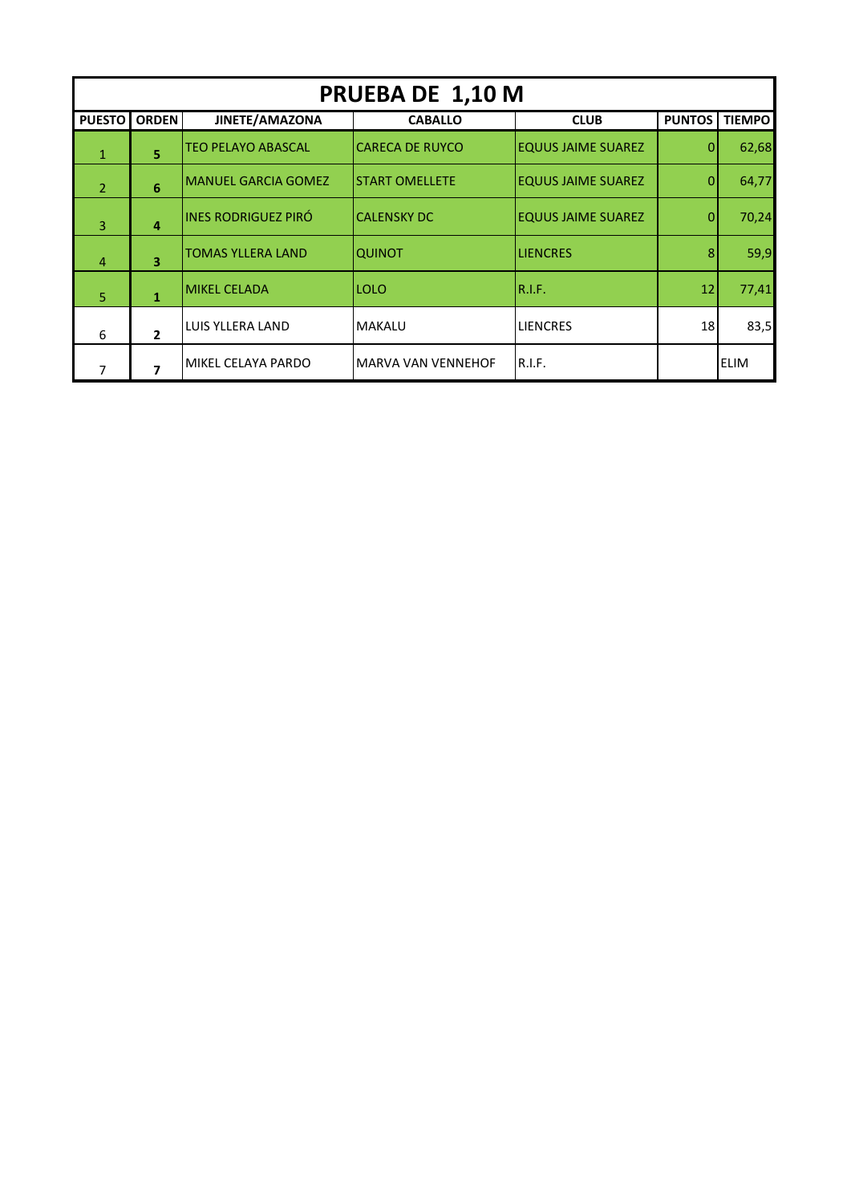# PRUEBA DE 1,10 M

| PUESTO | ORDEN | JINETE/AMAZONA | CABALLO | CLUB | PUNTOS | TIEMPO |
|---|---|---|---|---|---|---|
| 1 | 5 | TEO PELAYO ABASCAL | CARECA DE RUYCO | EQUUS JAIME SUAREZ | 0 | 62,68 |
| 2 | 6 | MANUEL GARCIA GOMEZ | START OMELLETE | EQUUS JAIME SUAREZ | 0 | 64,77 |
| 3 | 4 | INES RODRIGUEZ PIRÓ | CALENSKY DC | EQUUS JAIME SUAREZ | 0 | 70,24 |
| 4 | 3 | TOMAS YLLERA LAND | QUINOT | LIENCRES | 8 | 59,9 |
| 5 | 1 | MIKEL CELADA | LOLO | R.I.F. | 12 | 77,41 |
| 6 | 2 | LUIS YLLERA LAND | MAKALU | LIENCRES | 18 | 83,5 |
| 7 | 7 | MIKEL CELAYA PARDO | MARVA VAN VENNEHOF | R.I.F. | | ELIM |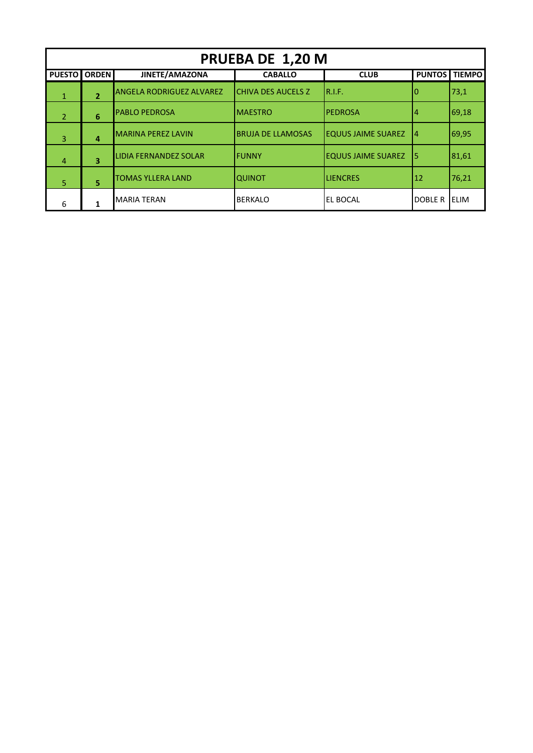# PRUEBA DE 1,20 M

| PUESTO | ORDEN | JINETE/AMAZONA | CABALLO | CLUB | PUNTOS | TIEMPO |
|---|---|---|---|---|---|---|
| 1 | 2 | ANGELA RODRIGUEZ ALVAREZ | CHIVA DES AUCELS Z | R.I.F. | 0 | 73,1 |
| 2 | 6 | PABLO PEDROSA | MAESTRO | PEDROSA | 4 | 69,18 |
| 3 | 4 | MARINA PEREZ LAVIN | BRUJA DE LLAMOSAS | EQUUS JAIME SUAREZ | 4 | 69,95 |
| 4 | 3 | LIDIA FERNANDEZ SOLAR | FUNNY | EQUUS JAIME SUAREZ | 5 | 81,61 |
| 5 | 5 | TOMAS YLLERA LAND | QUINOT | LIENCRES | 12 | 76,21 |
| 6 | 1 | MARIA TERAN | BERKALO | EL BOCAL | DOBLE R | ELIM |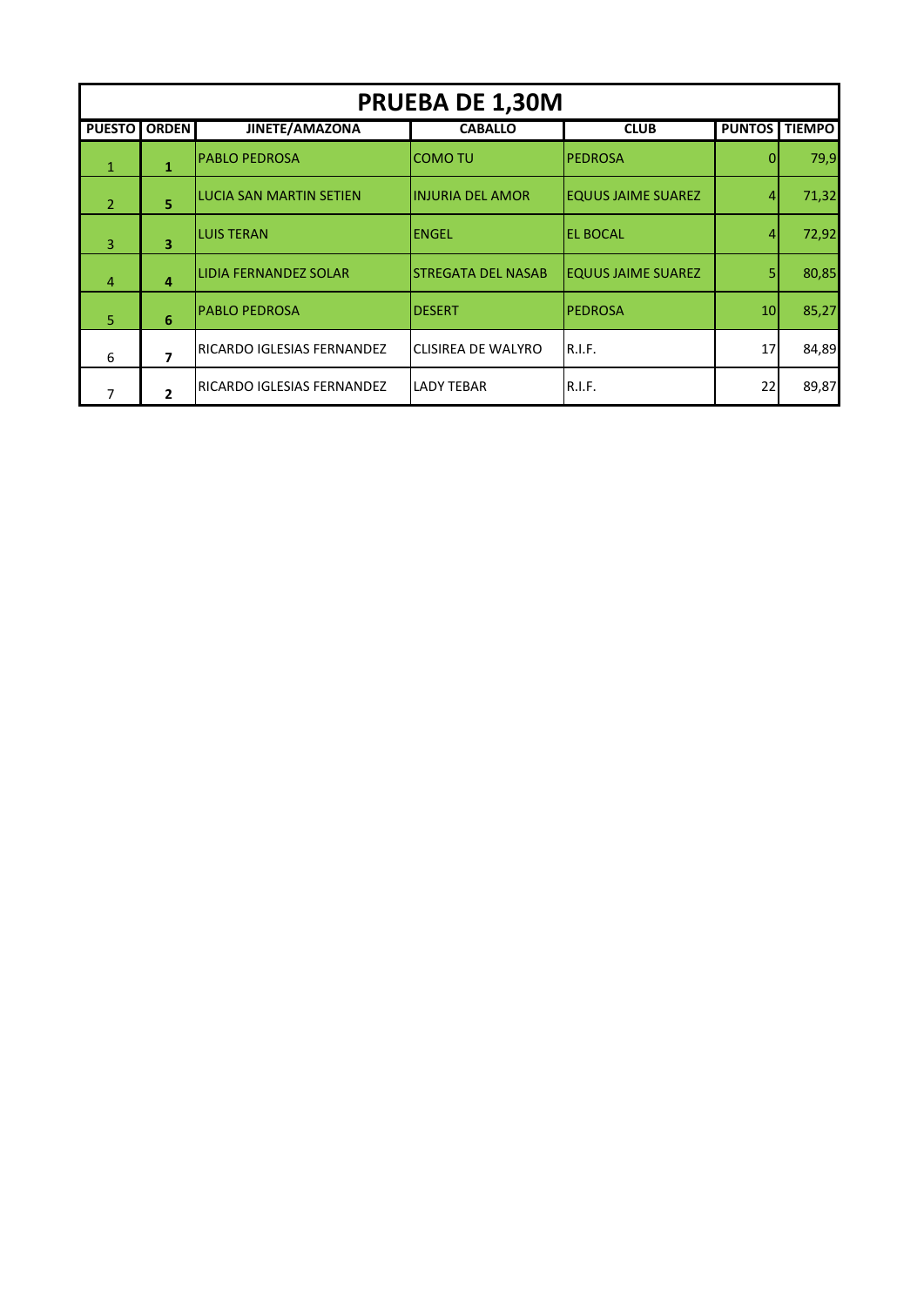# PRUEBA DE 1,30M

| PUESTO | ORDEN | JINETE/AMAZONA | CABALLO | CLUB | PUNTOS | TIEMPO |
|---|---|---|---|---|---|---|
| 1 | 1 | PABLO PEDROSA | COMO TU | PEDROSA | 0 | 79,9 |
| 2 | 5 | LUCIA SAN MARTIN SETIEN | INJURIA DEL AMOR | EQUUS JAIME SUAREZ | 4 | 71,32 |
| 3 | 3 | LUIS TERAN | ENGEL | EL BOCAL | 4 | 72,92 |
| 4 | 4 | LIDIA FERNANDEZ SOLAR | STREGATA DEL NASAB | EQUUS JAIME SUAREZ | 5 | 80,85 |
| 5 | 6 | PABLO PEDROSA | DESERT | PEDROSA | 10 | 85,27 |
| 6 | 7 | RICARDO IGLESIAS FERNANDEZ | CLISIREA DE WALYRO | R.I.F. | 17 | 84,89 |
| 7 | 2 | RICARDO IGLESIAS FERNANDEZ | LADY TEBAR | R.I.F. | 22 | 89,87 |